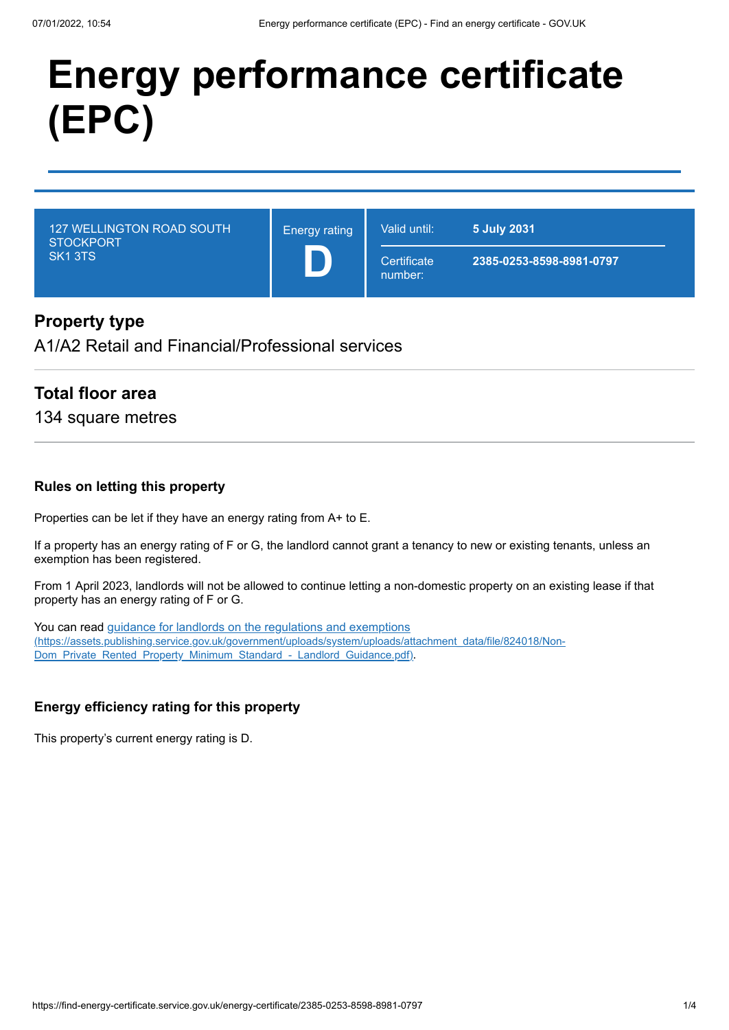# Energy performance certificate (EPC)

| 127 WELLINGTON ROAD SOUTH<br>STOCKPORT<br>SK1 3TS | Energy rating<br>**D** | Valid until: | **5 July 2031** |
|---|---|---|---|
| | | Certificate number: | **2385-0253-8598-8981-0797** |

## Property type

A1/A2 Retail and Financial/Professional services

## Total floor area

134 square metres

### Rules on letting this property

Properties can be let if they have an energy rating from A+ to E.

If a property has an energy rating of F or G, the landlord cannot grant a tenancy to new or existing tenants, unless an exemption has been registered.

From 1 April 2023, landlords will not be allowed to continue letting a non-domestic property on an existing lease if that property has an energy rating of F or G.

You can read [guidance for landlords on the regulations and exemptions (https://assets.publishing.service.gov.uk/government/uploads/system/uploads/attachment_data/file/824018/Non-Dom_Private_Rented_Property_Minimum_Standard_-_Landlord_Guidance.pdf)](https://assets.publishing.service.gov.uk/government/uploads/system/uploads/attachment_data/file/824018/Non-Dom_Private_Rented_Property_Minimum_Standard_-_Landlord_Guidance.pdf).

### Energy efficiency rating for this property

This property's current energy rating is D.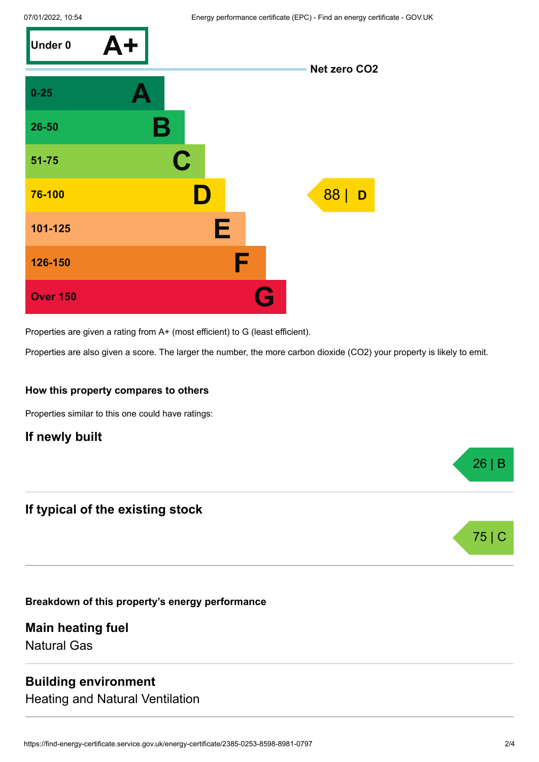| Score | Rating | This property |
| --- | --- | --- |
| Under 0 | A+ | |
| | Net zero $CO_2$ | |
| 0-25 | A | |
| 26-50 | B | |
| 51-75 | C | |
| 76-100 | D | 88 \| D |
| 101-125 | E | |
| 126-150 | F | |
| Over 150 | G | |

Properties are given a rating from A+ (most efficient) to G (least efficient).

Properties are also given a score. The larger the number, the more carbon dioxide ($CO_2$) your property is likely to emit.

**How this property compares to others**

Properties similar to this one could have ratings:

## If newly built

26 | B

## If typical of the existing stock

75 | C

**Breakdown of this property's energy performance**

## Main heating fuel

Natural Gas

## Building environment

Heating and Natural Ventilation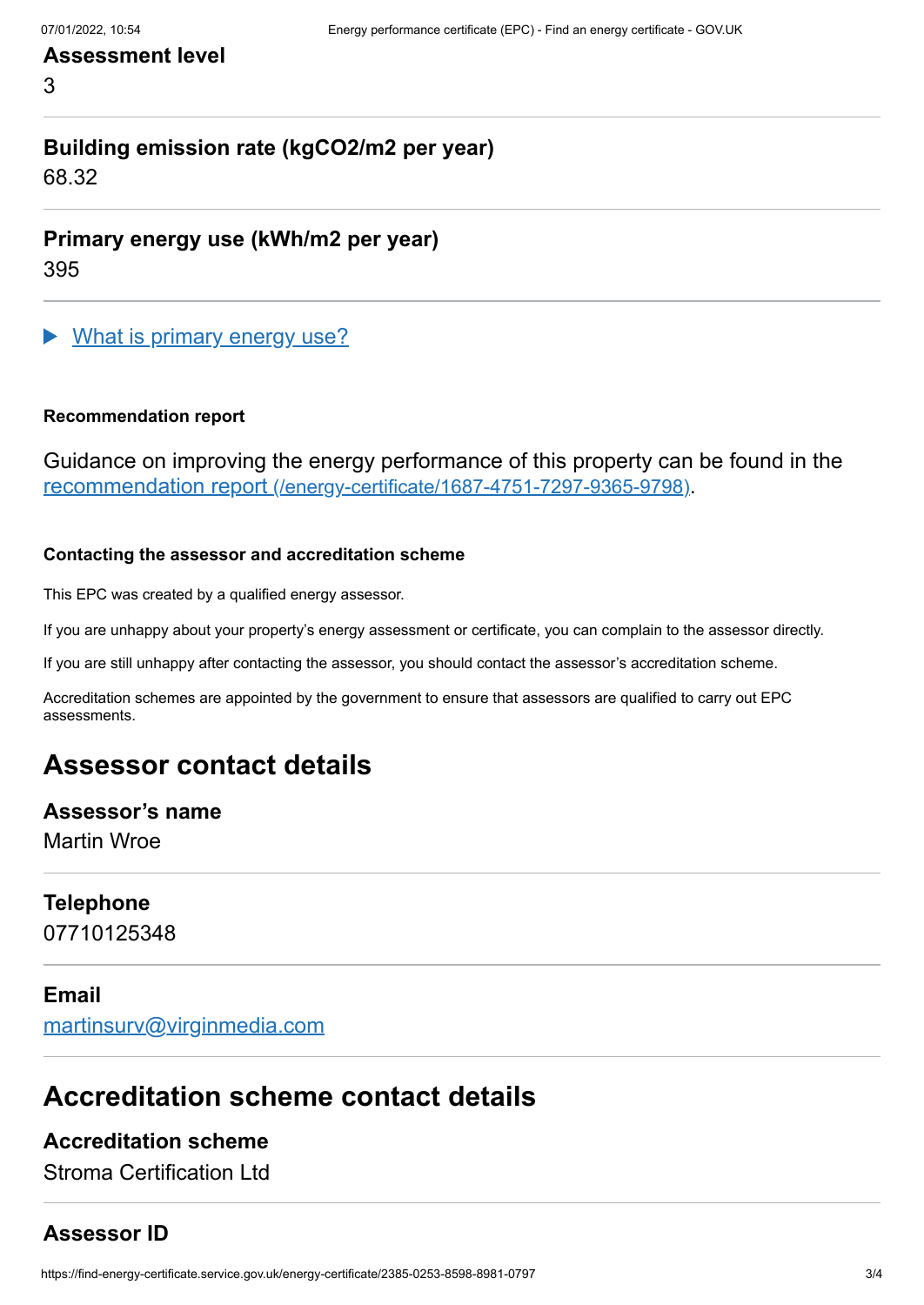**Assessment level**

3

**Building emission rate (kgCO2/m2 per year)**

68.32

**Primary energy use (kWh/m2 per year)**

395

▶ What is primary energy use?

#### Recommendation report

Guidance on improving the energy performance of this property can be found in the [recommendation report (/energy-certificate/1687-4751-7297-9365-9798)](/energy-certificate/1687-4751-7297-9365-9798).

#### Contacting the assessor and accreditation scheme

This EPC was created by a qualified energy assessor.

If you are unhappy about your property's energy assessment or certificate, you can complain to the assessor directly.

If you are still unhappy after contacting the assessor, you should contact the assessor's accreditation scheme.

Accreditation schemes are appointed by the government to ensure that assessors are qualified to carry out EPC assessments.

## Assessor contact details

**Assessor's name**

Martin Wroe

**Telephone**

07710125348

**Email**

martinsurv@virginmedia.com

## Accreditation scheme contact details

**Accreditation scheme**

Stroma Certification Ltd

**Assessor ID**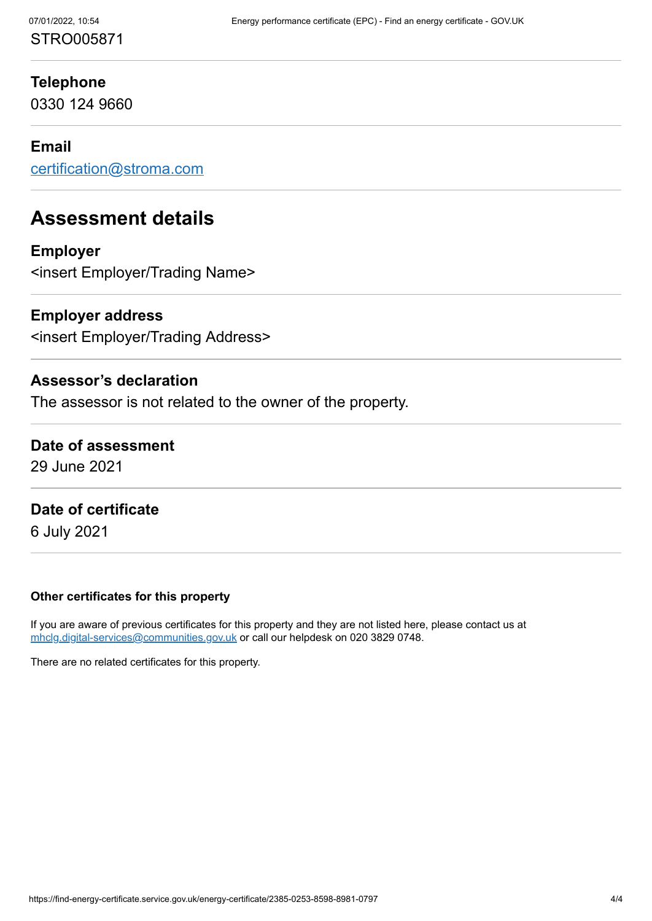STRO005871

### Telephone

0330 124 9660

### Email

certification@stroma.com

## Assessment details

### Employer

<insert Employer/Trading Name>

### Employer address

<insert Employer/Trading Address>

### Assessor's declaration

The assessor is not related to the owner of the property.

### Date of assessment

29 June 2021

### Date of certificate

6 July 2021

#### Other certificates for this property

If you are aware of previous certificates for this property and they are not listed here, please contact us at mhclg.digital-services@communities.gov.uk or call our helpdesk on 020 3829 0748.

There are no related certificates for this property.